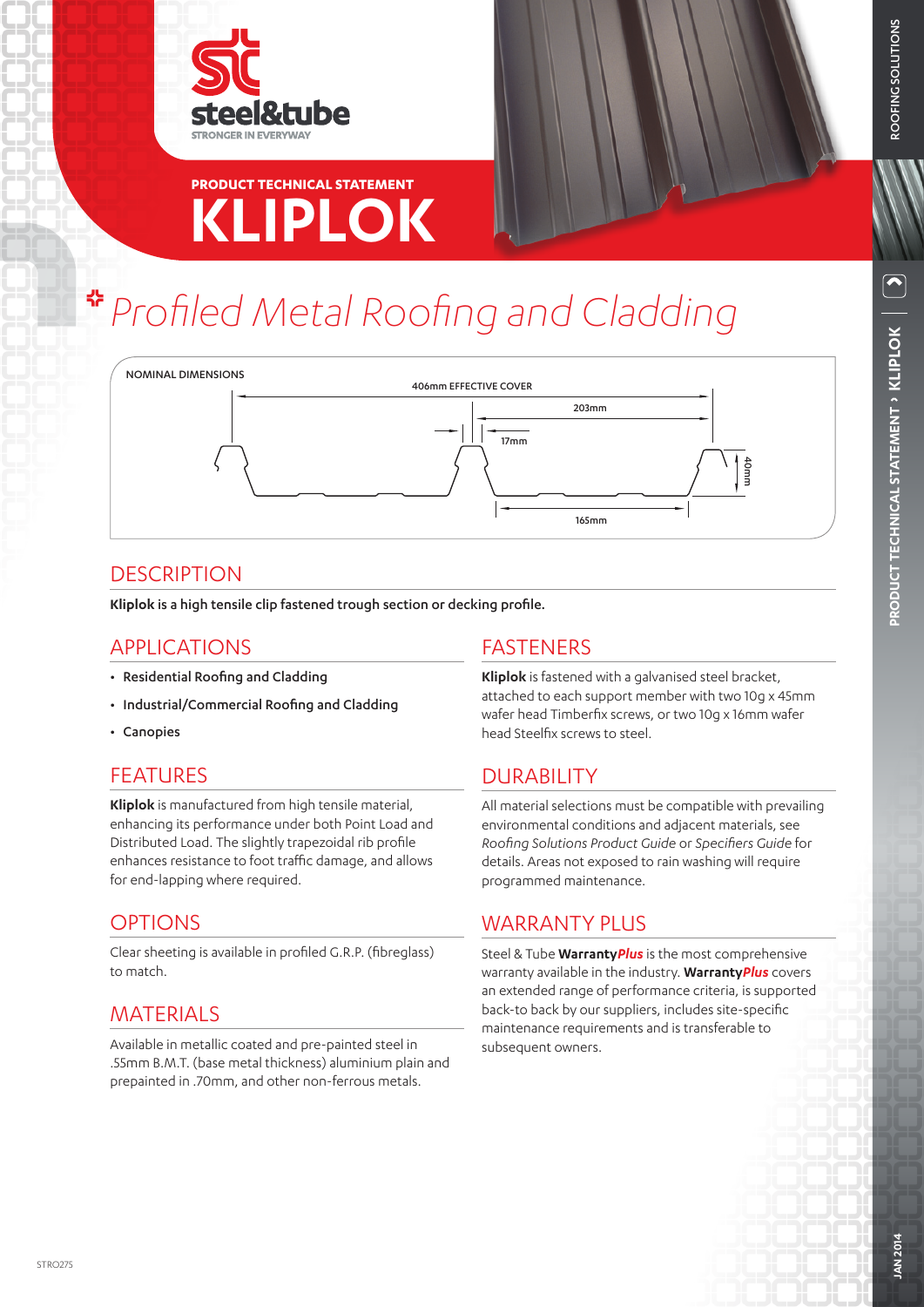steel&tube

STRONGER IN EVERYWAY

PRODUCT TECHNICAL STATEMENT

# KLIPLOK

## Profiled Metal Roofing and Cladding

NOMINAL DIMENSIONS

406mm EFFECTIVE COVER

203mm

17mm

40mm

165mm

## DESCRIPTION

**Kliplok is a high tensile clip fastened trough section or decking profile.**

## APPLICATIONS

- **Residential Roofing and Cladding**
- **Industrial/Commercial Roofing and Cladding**
- **Canopies**

## FEATURES

**Kliplok** is manufactured from high tensile material, enhancing its performance under both Point Load and Distributed Load. The slightly trapezoidal rib profile enhances resistance to foot traffic damage, and allows for end-lapping where required.

## OPTIONS

Clear sheeting is available in profiled G.R.P. (fibreglass) to match.

## MATERIALS

Available in metallic coated and pre-painted steel in .55mm B.M.T. (base metal thickness) aluminium plain and prepainted in .70mm, and other non-ferrous metals.

## FASTENERS

**Kliplok** is fastened with a galvanised steel bracket, attached to each support member with two 10g x 45mm wafer head Timberfix screws, or two 10g x 16mm wafer head Steelfix screws to steel.

## DURABILITY

All material selections must be compatible with prevailing environmental conditions and adjacent materials, see *Roofing Solutions Product Guide* or *Specifiers Guide* for details. Areas not exposed to rain washing will require programmed maintenance.

## WARRANTY PLUS

Steel & Tube **Warranty*Plus*** is the most comprehensive warranty available in the industry. **Warranty*Plus*** covers an extended range of performance criteria, is supported back-to back by our suppliers, includes site-specific maintenance requirements and is transferable to subsequent owners.

STRO275

JAN 2014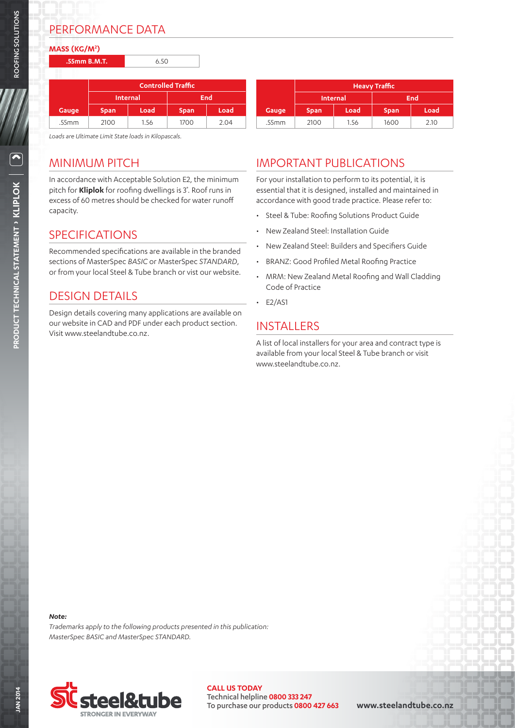## PERFORMANCE DATA

**MASS (KG/M²)**

| | |
|---|---|
| .55mm B.M.T. | 6.50 |

| Gauge | Controlled Traffic | | | |
|---|---|---|---|---|
| | Internal | | End | |
| | Span | Load | Span | Load |
| .55mm | 2100 | 1.56 | 1700 | 2.04 |

| Gauge | Heavy Traffic | | | |
|---|---|---|---|---|
| | Internal | | End | |
| | Span | Load | Span | Load |
| .55mm | 2100 | 1.56 | 1600 | 2.10 |

*Loads are Ultimate Limit State loads in Kilopascals.*

## MINIMUM PITCH

In accordance with Acceptable Solution E2, the minimum pitch for **Kliplok** for roofing dwellings is 3°. Roof runs in excess of 60 metres should be checked for water runoff capacity.

## SPECIFICATIONS

Recommended specifications are available in the branded sections of MasterSpec *BASIC* or MasterSpec *STANDARD*, or from your local Steel & Tube branch or vist our website.

## DESIGN DETAILS

Design details covering many applications are available on our website in CAD and PDF under each product section. Visit www.steelandtube.co.nz.

## IMPORTANT PUBLICATIONS

For your installation to perform to its potential, it is essential that it is designed, installed and maintained in accordance with good trade practice. Please refer to:

- Steel & Tube: Roofing Solutions Product Guide
- New Zealand Steel: Installation Guide
- New Zealand Steel: Builders and Specifiers Guide
- BRANZ: Good Profiled Metal Roofing Practice
- MRM: New Zealand Metal Roofing and Wall Cladding Code of Practice
- E2/AS1

## INSTALLERS

A list of local installers for your area and contract type is available from your local Steel & Tube branch or visit www.steelandtube.co.nz.

***Note:***

*Trademarks apply to the following products presented in this publication: MasterSpec BASIC and MasterSpec STANDARD.*

steel&tube
STRONGER IN EVERYWAY

**CALL US TODAY**
Technical helpline **0800 333 247**
To purchase our products **0800 427 663**

**www.steelandtube.co.nz**